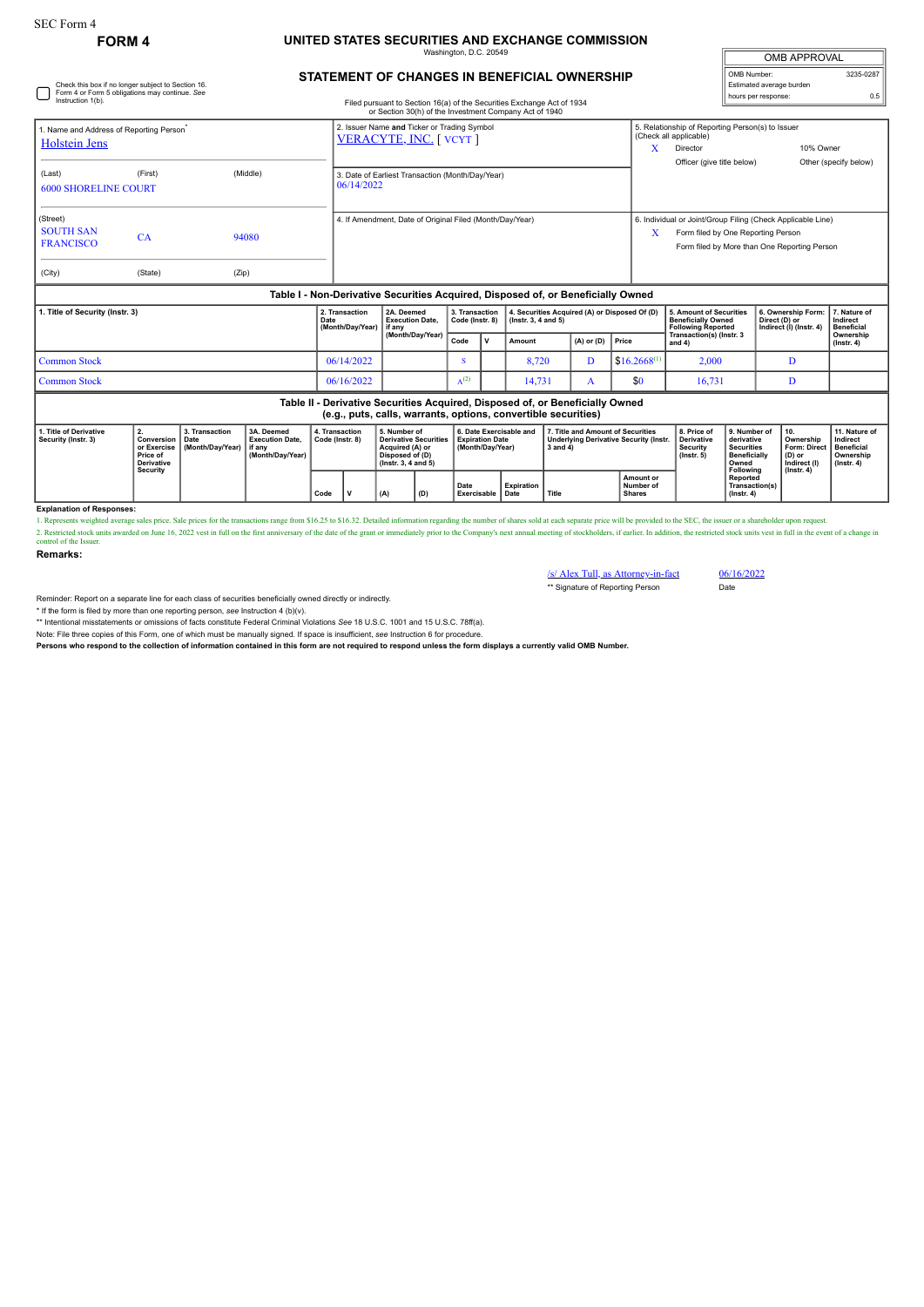SEC Form 4

**FORM 4**

# UNITED STATES SECURITIES AND EXCHANGE COMMISSION

Washington, D.C. 20549

## STATEMENT OF CHANGES IN BENEFICIAL OWNERSHIP

Check this box if no longer subject to Section 16. Form 4 or Form 5 obligations may continue. *See* Instruction 1(b).

Filed pursuant to Section 16(a) of the Securities Exchange Act of 1934 or Section 30(h) of the Investment Company Act of 1940

| OMB APPROVAL | |
|---|---|
| OMB Number: | 3235-0287 |
| Estimated average burden | |
| hours per response: | 0.5 |

1. Name and Address of Reporting Person*
Holstein Jens

(Last) (First) (Middle)
6000 SHORELINE COURT

(Street)
SOUTH SAN FRANCISCO CA 94080

(City) (State) (Zip)

2. Issuer Name **and** Ticker or Trading Symbol
VERACYTE, INC. [ VCYT ]

3. Date of Earliest Transaction (Month/Day/Year)
06/14/2022

4. If Amendment, Date of Original Filed (Month/Day/Year)

5. Relationship of Reporting Person(s) to Issuer (Check all applicable)
X Director
10% Owner
Officer (give title below)
Other (specify below)

6. Individual or Joint/Group Filing (Check Applicable Line)
X Form filed by One Reporting Person
Form filed by More than One Reporting Person

### Table I - Non-Derivative Securities Acquired, Disposed of, or Beneficially Owned

| 1. Title of Security (Instr. 3) | 2. Transaction Date (Month/Day/Year) | 2A. Deemed Execution Date, if any (Month/Day/Year) | 3. Transaction Code (Instr. 8) | | 4. Securities Acquired (A) or Disposed Of (D) (Instr. 3, 4 and 5) | | | 5. Amount of Securities Beneficially Owned Following Reported Transaction(s) (Instr. 3 and 4) | 6. Ownership Form: Direct (D) or Indirect (I) (Instr. 4) | 7. Nature of Indirect Beneficial Ownership (Instr. 4) |
|---|---|---|---|---|---|---|---|---|---|---|
| | | | Code | V | Amount | (A) or (D) | Price | | | |
| Common Stock | 06/14/2022 | | S | | 8,720 | D | $16.2668[1] | 2,000 | D | |
| Common Stock | 06/16/2022 | | A[2] | | 14,731 | A | $0 | 16,731 | D | |

### Table II - Derivative Securities Acquired, Disposed of, or Beneficially Owned (e.g., puts, calls, warrants, options, convertible securities)

| 1. Title of Derivative Security (Instr. 3) | 2. Conversion or Exercise Price of Derivative Security | 3. Transaction Date (Month/Day/Year) | 3A. Deemed Execution Date, if any (Month/Day/Year) | 4. Transaction Code (Instr. 8) | | 5. Number of Derivative Securities Acquired (A) or Disposed of (D) (Instr. 3, 4 and 5) | | 6. Date Exercisable and Expiration Date (Month/Day/Year) | | 7. Title and Amount of Securities Underlying Derivative Security (Instr. 3 and 4) | | 8. Price of Derivative Security (Instr. 5) | 9. Number of derivative Securities Beneficially Owned Following Reported Transaction(s) (Instr. 4) | 10. Ownership Form: Direct (D) or Indirect (I) (Instr. 4) | 11. Nature of Indirect Beneficial Ownership (Instr. 4) |
|---|---|---|---|---|---|---|---|---|---|---|---|---|---|---|---|
| | | | | Code | V | (A) | (D) | Date Exercisable | Expiration Date | Title | Amount or Number of Shares | | | | |

**Explanation of Responses:**

1. Represents weighted average sales price. Sale prices for the transactions range from $16.25 to $16.32. Detailed information regarding the number of shares sold at each separate price will be provided to the SEC, the issuer or a shareholder upon request.

2. Restricted stock units awarded on June 16, 2022 vest in full on the first anniversary of the date of the grant or immediately prior to the Company's next annual meeting of stockholders, if earlier. In addition, the restricted stock units vest in full in the event of a change in control of the Issuer.

**Remarks:**

/s/ Alex Tull, as Attorney-in-fact 06/16/2022

** Signature of Reporting Person Date

Reminder: Report on a separate line for each class of securities beneficially owned directly or indirectly.

* If the form is filed by more than one reporting person, *see* Instruction 4 (b)(v).

** Intentional misstatements or omissions of facts constitute Federal Criminal Violations *See* 18 U.S.C. 1001 and 15 U.S.C. 78ff(a).

Note: File three copies of this Form, one of which must be manually signed. If space is insufficient, *see* Instruction 6 for procedure.

**Persons who respond to the collection of information contained in this form are not required to respond unless the form displays a currently valid OMB Number.**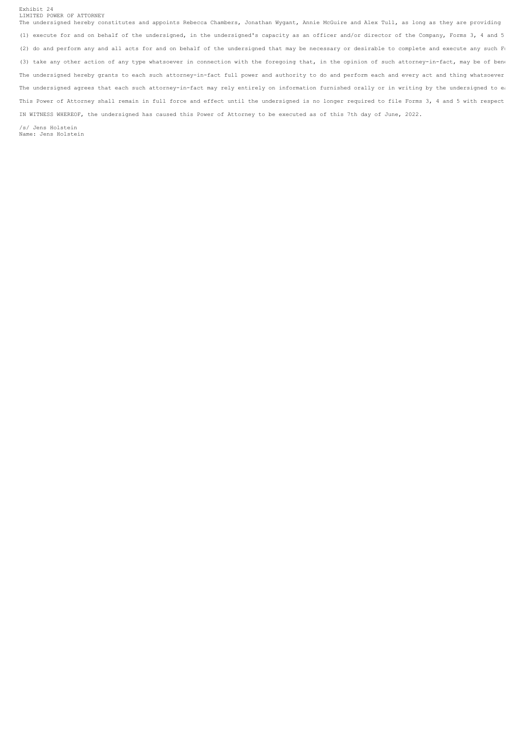Exhibit 24

LIMITED POWER OF ATTORNEY

The undersigned hereby constitutes and appoints Rebecca Chambers, Jonathan Wygant, Annie McGuire and Alex Tull, as long as they are providing

(1) execute for and on behalf of the undersigned, in the undersigned's capacity as an officer and/or director of the Company, Forms 3, 4 and 5

(2) do and perform any and all acts for and on behalf of the undersigned that may be necessary or desirable to complete and execute any such Fo

(3) take any other action of any type whatsoever in connection with the foregoing that, in the opinion of such attorney-in-fact, may be of bene

The undersigned hereby grants to each such attorney-in-fact full power and authority to do and perform each and every act and thing whatsoever

The undersigned agrees that each such attorney-in-fact may rely entirely on information furnished orally or in writing by the undersigned to ea

This Power of Attorney shall remain in full force and effect until the undersigned is no longer required to file Forms 3, 4 and 5 with respect

IN WITNESS WHEREOF, the undersigned has caused this Power of Attorney to be executed as of this 7th day of June, 2022.

/s/ Jens Holstein

Name: Jens Holstein